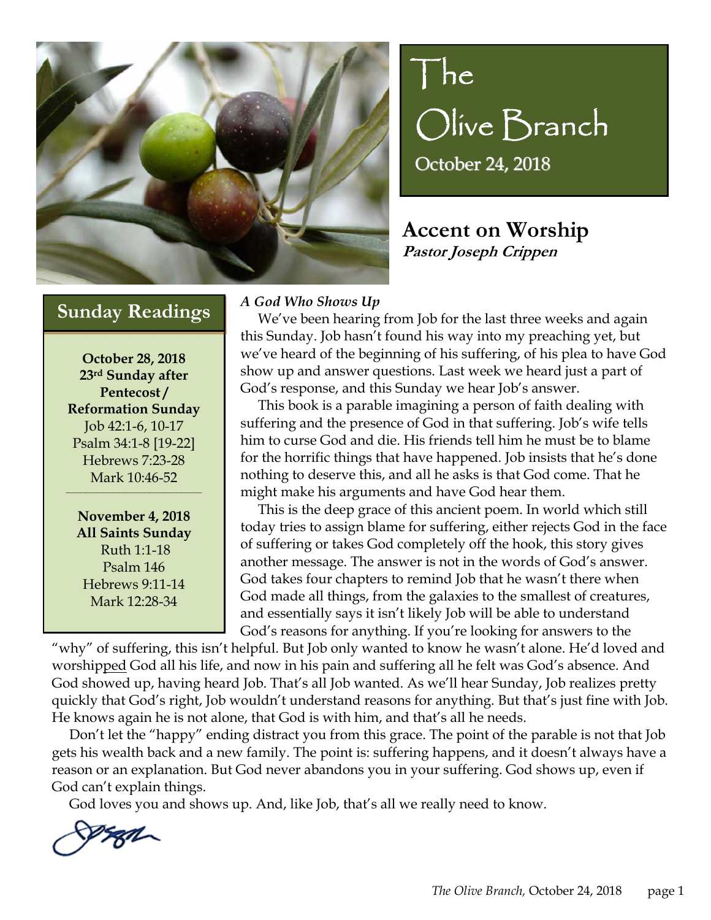# The Olive Branch

October 24, 2018

## Accent on Worship

***Pastor Joseph Crippen***

## Sunday Readings

**October 28, 2018**
**23rd Sunday after Pentecost / Reformation Sunday**
Job 42:1-6, 10-17
Psalm 34:1-8 [19-22]
Hebrews 7:23-28
Mark 10:46-52

**November 4, 2018**
**All Saints Sunday**
Ruth 1:1-18
Psalm 146
Hebrews 9:11-14
Mark 12:28-34

***A God Who Shows Up***

We've been hearing from Job for the last three weeks and again this Sunday. Job hasn't found his way into my preaching yet, but we've heard of the beginning of his suffering, of his plea to have God show up and answer questions. Last week we heard just a part of God's response, and this Sunday we hear Job's answer.

This book is a parable imagining a person of faith dealing with suffering and the presence of God in that suffering. Job's wife tells him to curse God and die. His friends tell him he must be to blame for the horrific things that have happened. Job insists that he's done nothing to deserve this, and all he asks is that God come. That he might make his arguments and have God hear them.

This is the deep grace of this ancient poem. In world which still today tries to assign blame for suffering, either rejects God in the face of suffering or takes God completely off the hook, this story gives another message. The answer is not in the words of God's answer. God takes four chapters to remind Job that he wasn't there when God made all things, from the galaxies to the smallest of creatures, and essentially says it isn't likely Job will be able to understand God's reasons for anything. If you're looking for answers to the "why" of suffering, this isn't helpful. But Job only wanted to know he wasn't alone. He'd loved and worshipped God all his life, and now in his pain and suffering all he felt was God's absence. And God showed up, having heard Job. That's all Job wanted. As we'll hear Sunday, Job realizes pretty quickly that God's right, Job wouldn't understand reasons for anything. But that's just fine with Job. He knows again he is not alone, that God is with him, and that's all he needs.

Don't let the "happy" ending distract you from this grace. The point of the parable is not that Job gets his wealth back and a new family. The point is: suffering happens, and it doesn't always have a reason or an explanation. But God never abandons you in your suffering. God shows up, even if God can't explain things.

God loves you and shows up. And, like Job, that's all we really need to know.

Joseph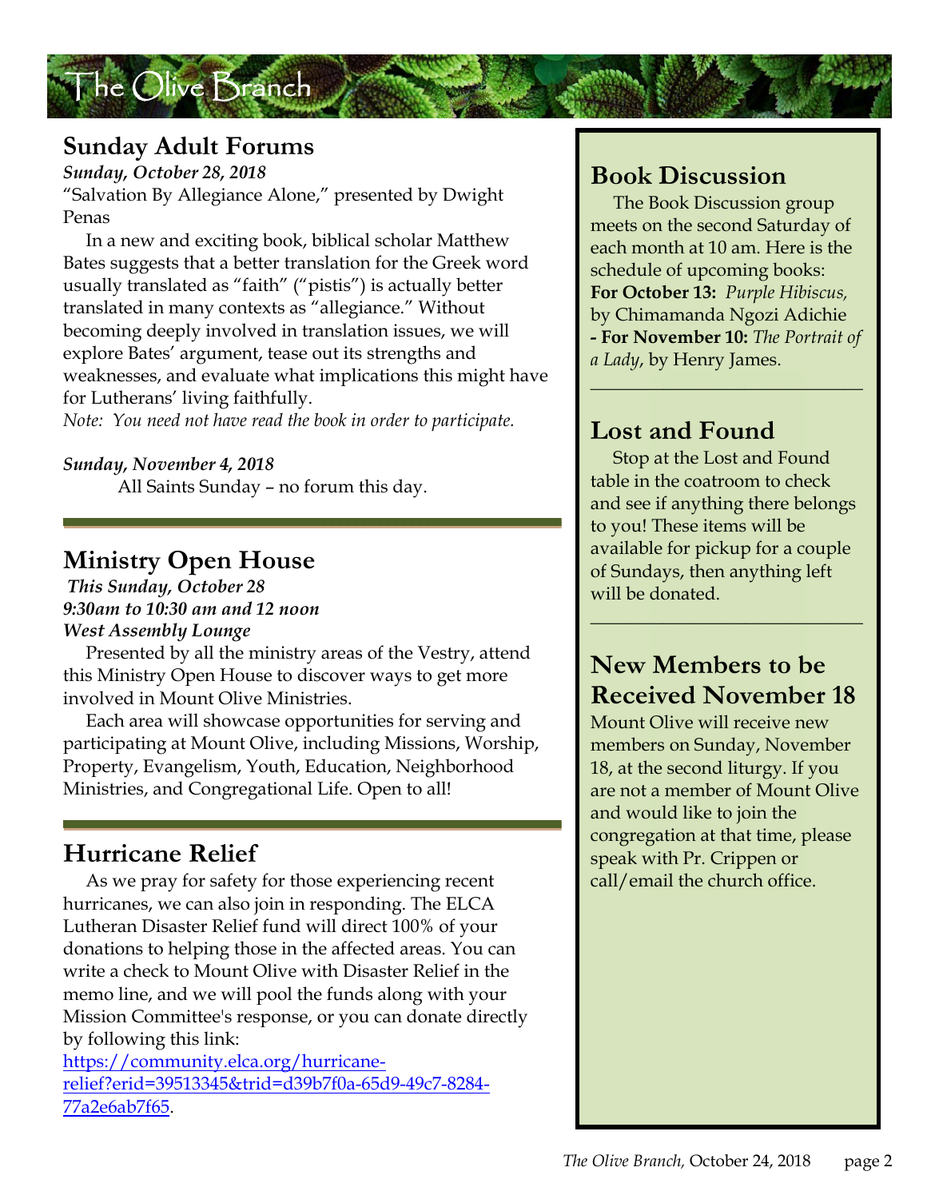## Sunday Adult Forums

***Sunday, October 28, 2018***

"Salvation By Allegiance Alone," presented by Dwight Penas

In a new and exciting book, biblical scholar Matthew Bates suggests that a better translation for the Greek word usually translated as "faith" ("pistis") is actually better translated in many contexts as "allegiance." Without becoming deeply involved in translation issues, we will explore Bates' argument, tease out its strengths and weaknesses, and evaluate what implications this might have for Lutherans' living faithfully.

*Note: You need not have read the book in order to participate.*

***Sunday, November 4, 2018***

All Saints Sunday – no forum this day.

---

## Ministry Open House

***This Sunday, October 28***
***9:30am to 10:30 am and 12 noon***
***West Assembly Lounge***

Presented by all the ministry areas of the Vestry, attend this Ministry Open House to discover ways to get more involved in Mount Olive Ministries.

Each area will showcase opportunities for serving and participating at Mount Olive, including Missions, Worship, Property, Evangelism, Youth, Education, Neighborhood Ministries, and Congregational Life. Open to all!

---

## Hurricane Relief

As we pray for safety for those experiencing recent hurricanes, we can also join in responding. The ELCA Lutheran Disaster Relief fund will direct 100% of your donations to helping those in the affected areas. You can write a check to Mount Olive with Disaster Relief in the memo line, and we will pool the funds along with your Mission Committee's response, or you can donate directly by following this link: https://community.elca.org/hurricane-relief?erid=39513345&trid=d39b7f0a-65d9-49c7-8284-77a2e6ab7f65.

## Book Discussion

The Book Discussion group meets on the second Saturday of each month at 10 am. Here is the schedule of upcoming books: **For October 13:** *Purple Hibiscus,* by Chimamanda Ngozi Adichie **- For November 10:** *The Portrait of a Lady*, by Henry James.

---

## Lost and Found

Stop at the Lost and Found table in the coatroom to check and see if anything there belongs to you! These items will be available for pickup for a couple of Sundays, then anything left will be donated.

---

## New Members to be Received November 18

Mount Olive will receive new members on Sunday, November 18, at the second liturgy. If you are not a member of Mount Olive and would like to join the congregation at that time, please speak with Pr. Crippen or call/email the church office.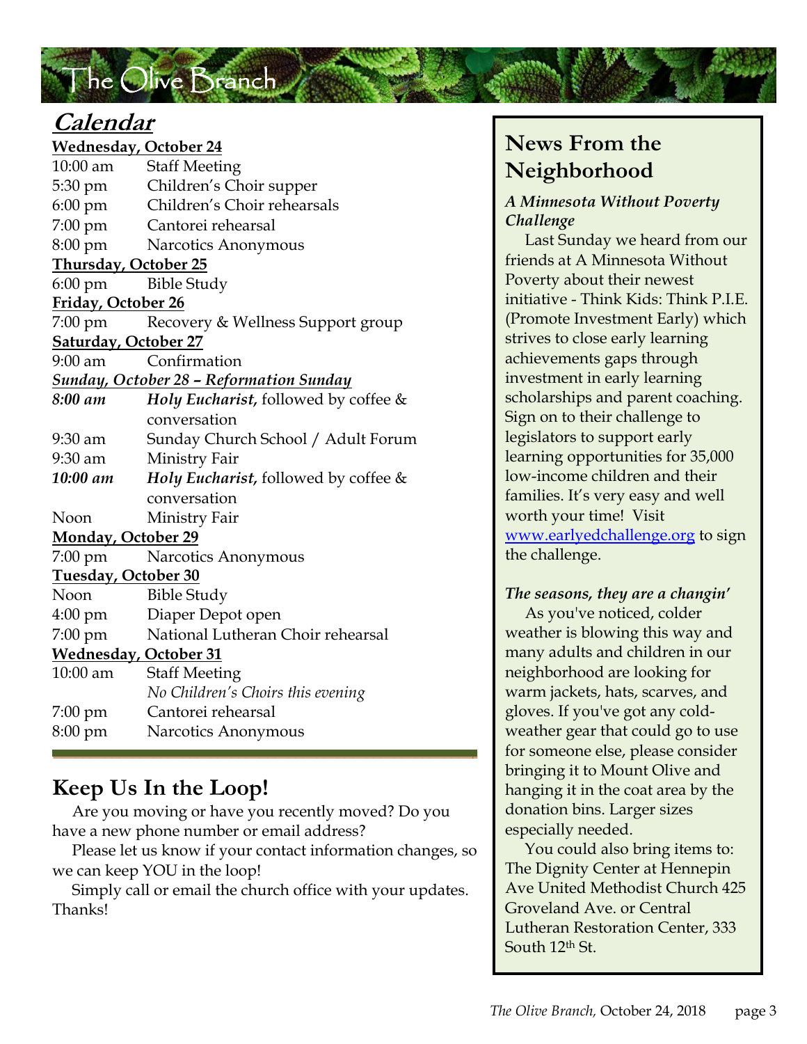# The Olive Branch

## Calendar

**Wednesday, October 24**

10:00 am Staff Meeting
5:30 pm Children's Choir supper
6:00 pm Children's Choir rehearsals
7:00 pm Cantorei rehearsal
8:00 pm Narcotics Anonymous

**Thursday, October 25**

6:00 pm Bible Study

**Friday, October 26**

7:00 pm Recovery & Wellness Support group

**Saturday, October 27**

9:00 am Confirmation

***Sunday, October 28 – Reformation Sunday***

***8:00 am*** ***Holy Eucharist,*** followed by coffee & conversation
9:30 am Sunday Church School / Adult Forum
9:30 am Ministry Fair
***10:00 am*** ***Holy Eucharist,*** followed by coffee & conversation
Noon Ministry Fair

**Monday, October 29**

7:00 pm Narcotics Anonymous

**Tuesday, October 30**

Noon Bible Study
4:00 pm Diaper Depot open
7:00 pm National Lutheran Choir rehearsal

**Wednesday, October 31**

10:00 am Staff Meeting
*No Children's Choirs this evening*
7:00 pm Cantorei rehearsal
8:00 pm Narcotics Anonymous

## Keep Us In the Loop!

Are you moving or have you recently moved? Do you have a new phone number or email address?

Please let us know if your contact information changes, so we can keep YOU in the loop!

Simply call or email the church office with your updates. Thanks!

## News From the Neighborhood

***A Minnesota Without Poverty Challenge***

Last Sunday we heard from our friends at A Minnesota Without Poverty about their newest initiative - Think Kids: Think P.I.E. (Promote Investment Early) which strives to close early learning achievements gaps through investment in early learning scholarships and parent coaching. Sign on to their challenge to legislators to support early learning opportunities for 35,000 low-income children and their families. It's very easy and well worth your time! Visit www.earlyedchallenge.org to sign the challenge.

***The seasons, they are a changin'***

As you've noticed, colder weather is blowing this way and many adults and children in our neighborhood are looking for warm jackets, hats, scarves, and gloves. If you've got any cold-weather gear that could go to use for someone else, please consider bringing it to Mount Olive and hanging it in the coat area by the donation bins. Larger sizes especially needed.

You could also bring items to: The Dignity Center at Hennepin Ave United Methodist Church 425 Groveland Ave. or Central Lutheran Restoration Center, 333 South 12th St.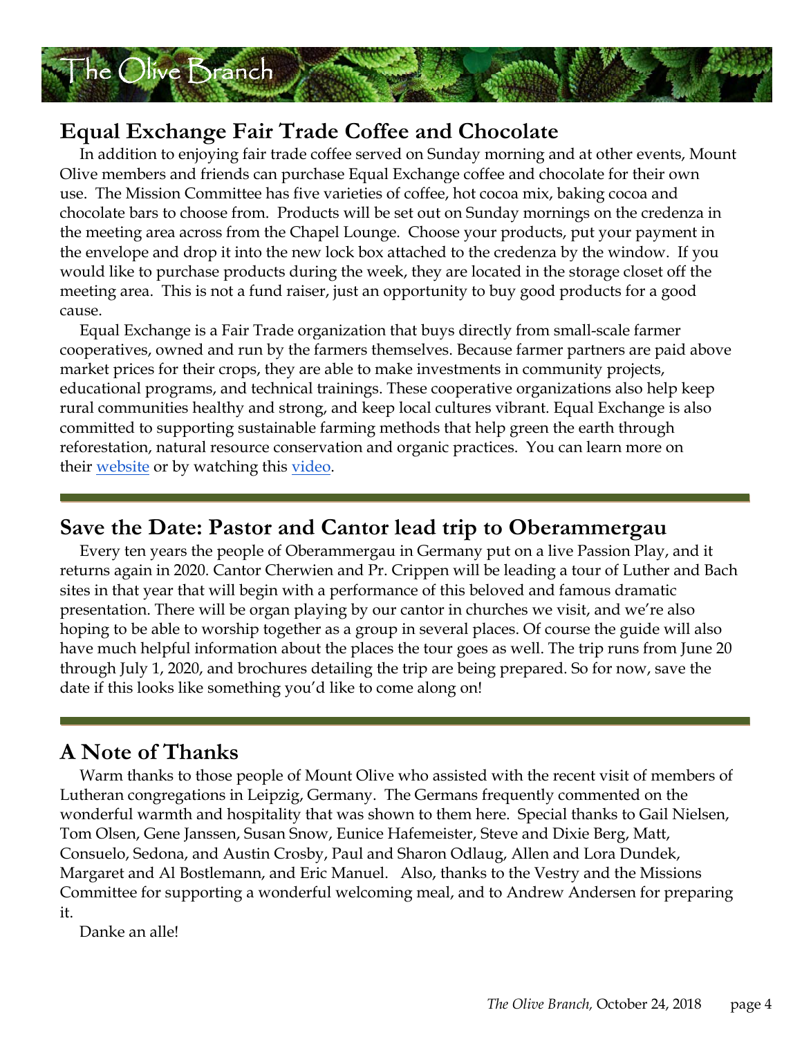## Equal Exchange Fair Trade Coffee and Chocolate

In addition to enjoying fair trade coffee served on Sunday morning and at other events, Mount Olive members and friends can purchase Equal Exchange coffee and chocolate for their own use. The Mission Committee has five varieties of coffee, hot cocoa mix, baking cocoa and chocolate bars to choose from. Products will be set out on Sunday mornings on the credenza in the meeting area across from the Chapel Lounge. Choose your products, put your payment in the envelope and drop it into the new lock box attached to the credenza by the window. If you would like to purchase products during the week, they are located in the storage closet off the meeting area. This is not a fund raiser, just an opportunity to buy good products for a good cause.

Equal Exchange is a Fair Trade organization that buys directly from small-scale farmer cooperatives, owned and run by the farmers themselves. Because farmer partners are paid above market prices for their crops, they are able to make investments in community projects, educational programs, and technical trainings. These cooperative organizations also help keep rural communities healthy and strong, and keep local cultures vibrant. Equal Exchange is also committed to supporting sustainable farming methods that help green the earth through reforestation, natural resource conservation and organic practices. You can learn more on their website or by watching this video.

---

## Save the Date: Pastor and Cantor lead trip to Oberammergau

Every ten years the people of Oberammergau in Germany put on a live Passion Play, and it returns again in 2020. Cantor Cherwien and Pr. Crippen will be leading a tour of Luther and Bach sites in that year that will begin with a performance of this beloved and famous dramatic presentation. There will be organ playing by our cantor in churches we visit, and we're also hoping to be able to worship together as a group in several places. Of course the guide will also have much helpful information about the places the tour goes as well. The trip runs from June 20 through July 1, 2020, and brochures detailing the trip are being prepared. So for now, save the date if this looks like something you'd like to come along on!

---

## A Note of Thanks

Warm thanks to those people of Mount Olive who assisted with the recent visit of members of Lutheran congregations in Leipzig, Germany. The Germans frequently commented on the wonderful warmth and hospitality that was shown to them here. Special thanks to Gail Nielsen, Tom Olsen, Gene Janssen, Susan Snow, Eunice Hafemeister, Steve and Dixie Berg, Matt, Consuelo, Sedona, and Austin Crosby, Paul and Sharon Odlaug, Allen and Lora Dundek, Margaret and Al Bostlemann, and Eric Manuel. Also, thanks to the Vestry and the Missions Committee for supporting a wonderful welcoming meal, and to Andrew Andersen for preparing it.

Danke an alle!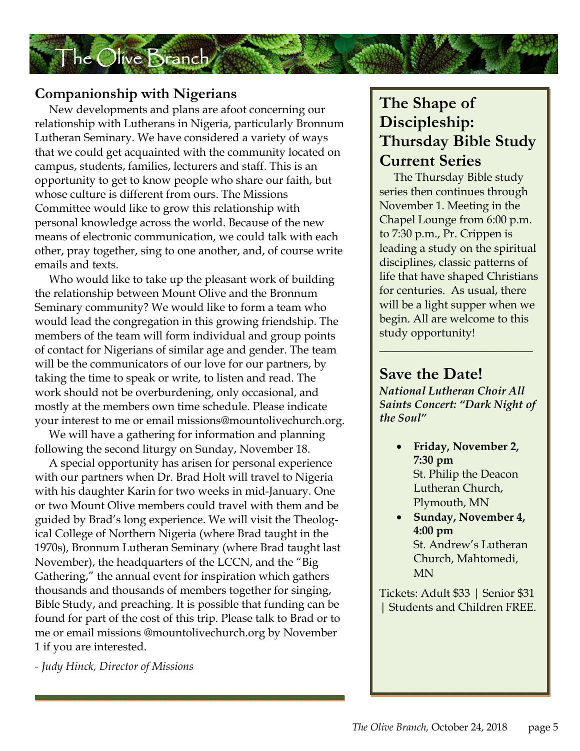## Companionship with Nigerians

New developments and plans are afoot concerning our relationship with Lutherans in Nigeria, particularly Bronnum Lutheran Seminary. We have considered a variety of ways that we could get acquainted with the community located on campus, students, families, lecturers and staff. This is an opportunity to get to know people who share our faith, but whose culture is different from ours. The Missions Committee would like to grow this relationship with personal knowledge across the world. Because of the new means of electronic communication, we could talk with each other, pray together, sing to one another, and, of course write emails and texts.

Who would like to take up the pleasant work of building the relationship between Mount Olive and the Bronnum Seminary community? We would like to form a team who would lead the congregation in this growing friendship. The members of the team will form individual and group points of contact for Nigerians of similar age and gender. The team will be the communicators of our love for our partners, by taking the time to speak or write, to listen and read. The work should not be overburdening, only occasional, and mostly at the members own time schedule. Please indicate your interest to me or email missions@mountolivechurch.org.

We will have a gathering for information and planning following the second liturgy on Sunday, November 18.

A special opportunity has arisen for personal experience with our partners when Dr. Brad Holt will travel to Nigeria with his daughter Karin for two weeks in mid-January. One or two Mount Olive members could travel with them and be guided by Brad's long experience. We will visit the Theological College of Northern Nigeria (where Brad taught in the 1970s), Bronnum Lutheran Seminary (where Brad taught last November), the headquarters of the LCCN, and the "Big Gathering," the annual event for inspiration which gathers thousands and thousands of members together for singing, Bible Study, and preaching. It is possible that funding can be found for part of the cost of this trip. Please talk to Brad or to me or email missions @mountolivechurch.org by November 1 if you are interested.

*- Judy Hinck, Director of Missions*

## The Shape of Discipleship: Thursday Bible Study Current Series

The Thursday Bible study series then continues through November 1. Meeting in the Chapel Lounge from 6:00 p.m. to 7:30 p.m., Pr. Crippen is leading a study on the spiritual disciplines, classic patterns of life that have shaped Christians for centuries. As usual, there will be a light supper when we begin. All are welcome to this study opportunity!

---

## Save the Date!

***National Lutheran Choir All Saints Concert: "Dark Night of the Soul"***

- **Friday, November 2, 7:30 pm**
  St. Philip the Deacon Lutheran Church, Plymouth, MN
- **Sunday, November 4, 4:00 pm**
  St. Andrew's Lutheran Church, Mahtomedi, MN

Tickets: Adult $33 | Senior $31 | Students and Children FREE.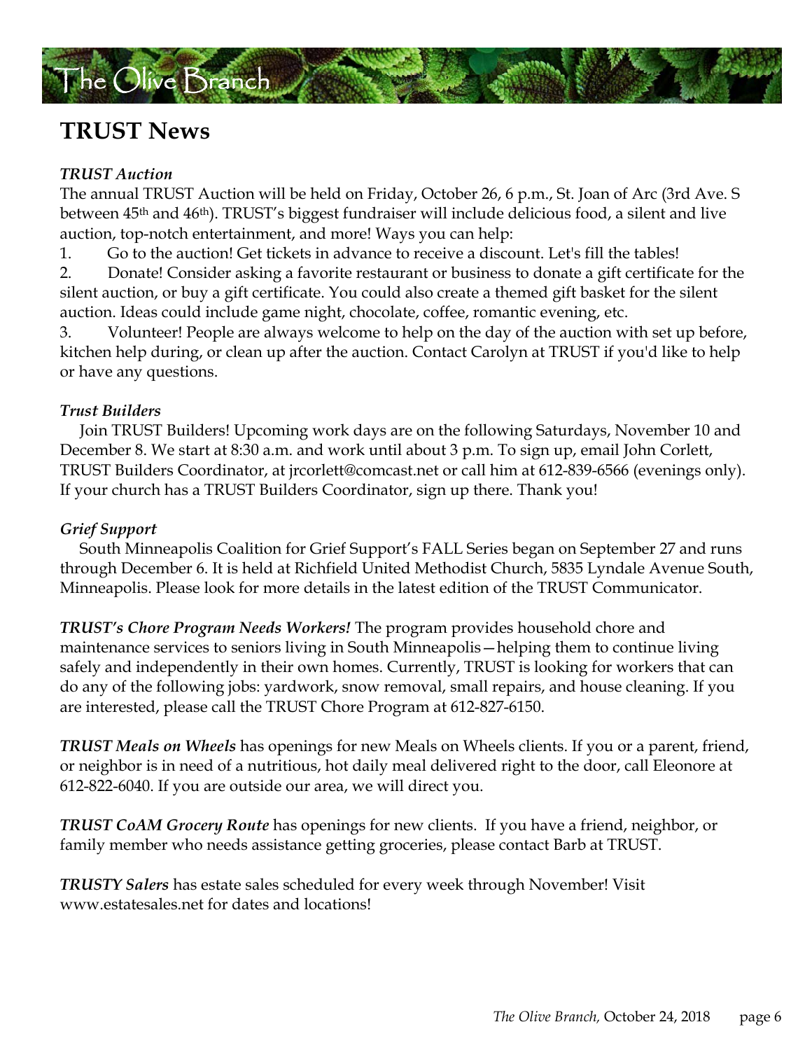## TRUST News

### *TRUST Auction*

The annual TRUST Auction will be held on Friday, October 26, 6 p.m., St. Joan of Arc (3rd Ave. S between 45th and 46th). TRUST's biggest fundraiser will include delicious food, a silent and live auction, top-notch entertainment, and more! Ways you can help:

1. Go to the auction! Get tickets in advance to receive a discount. Let's fill the tables!
2. Donate! Consider asking a favorite restaurant or business to donate a gift certificate for the silent auction, or buy a gift certificate. You could also create a themed gift basket for the silent auction. Ideas could include game night, chocolate, coffee, romantic evening, etc.
3. Volunteer! People are always welcome to help on the day of the auction with set up before, kitchen help during, or clean up after the auction. Contact Carolyn at TRUST if you'd like to help or have any questions.

### *Trust Builders*

Join TRUST Builders! Upcoming work days are on the following Saturdays, November 10 and December 8. We start at 8:30 a.m. and work until about 3 p.m. To sign up, email John Corlett, TRUST Builders Coordinator, at jrcorlett@comcast.net or call him at 612-839-6566 (evenings only). If your church has a TRUST Builders Coordinator, sign up there. Thank you!

### *Grief Support*

South Minneapolis Coalition for Grief Support's FALL Series began on September 27 and runs through December 6. It is held at Richfield United Methodist Church, 5835 Lyndale Avenue South, Minneapolis. Please look for more details in the latest edition of the TRUST Communicator.

***TRUST's Chore Program Needs Workers!*** The program provides household chore and maintenance services to seniors living in South Minneapolis—helping them to continue living safely and independently in their own homes. Currently, TRUST is looking for workers that can do any of the following jobs: yardwork, snow removal, small repairs, and house cleaning. If you are interested, please call the TRUST Chore Program at 612-827-6150.

***TRUST Meals on Wheels*** has openings for new Meals on Wheels clients. If you or a parent, friend, or neighbor is in need of a nutritious, hot daily meal delivered right to the door, call Eleonore at 612-822-6040. If you are outside our area, we will direct you.

***TRUST CoAM Grocery Route*** has openings for new clients. If you have a friend, neighbor, or family member who needs assistance getting groceries, please contact Barb at TRUST.

***TRUSTY Salers*** has estate sales scheduled for every week through November! Visit www.estatesales.net for dates and locations!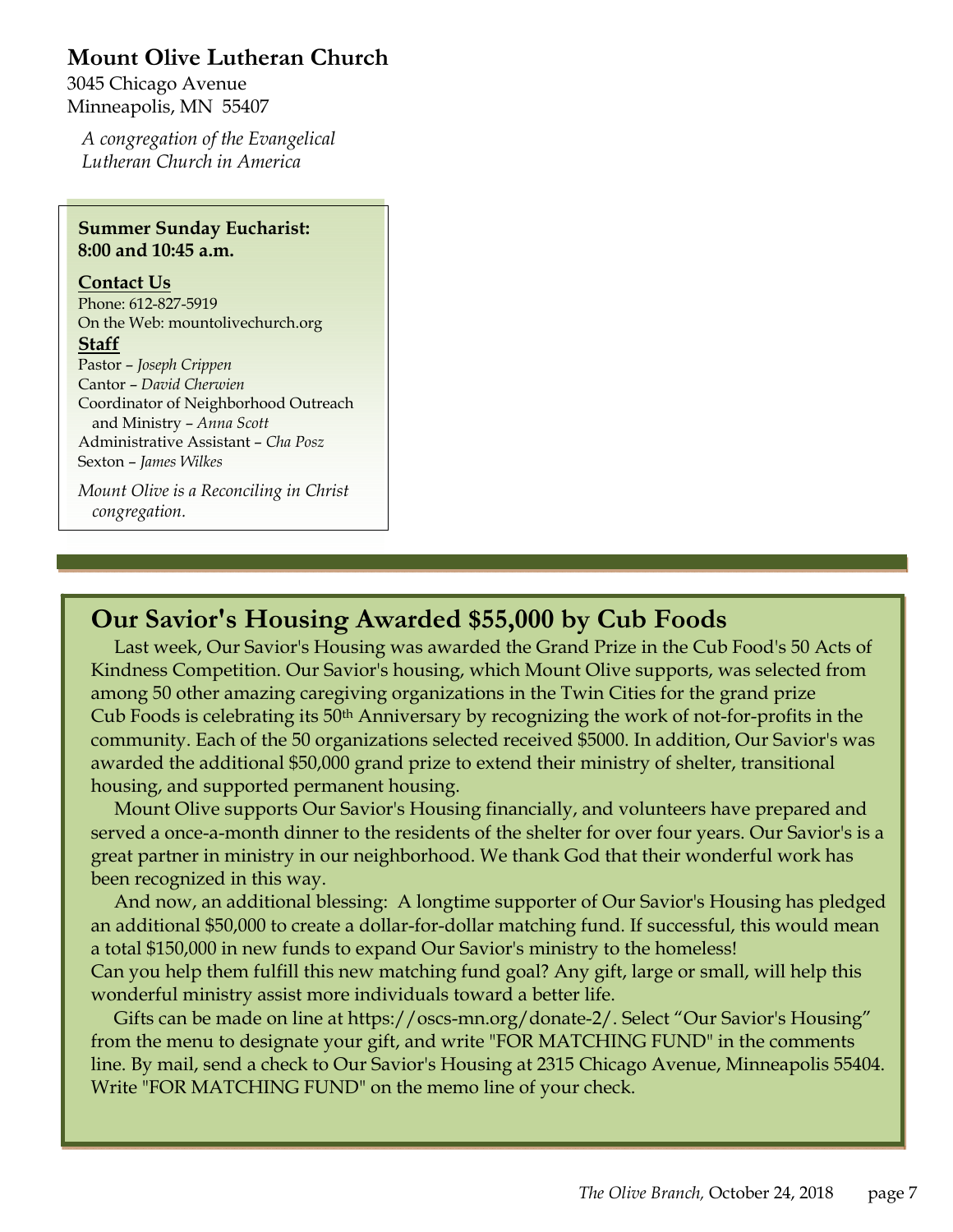## Mount Olive Lutheran Church

3045 Chicago Avenue
Minneapolis, MN 55407

*A congregation of the Evangelical Lutheran Church in America*

**Summer Sunday Eucharist: 8:00 and 10:45 a.m.**

**Contact Us**

Phone: 612-827-5919
On the Web: mountolivechurch.org

**Staff**

Pastor – *Joseph Crippen*
Cantor – *David Cherwien*
Coordinator of Neighborhood Outreach and Ministry – *Anna Scott*
Administrative Assistant – *Cha Posz*
Sexton – *James Wilkes*

*Mount Olive is a Reconciling in Christ congregation.*

## Our Savior's Housing Awarded $55,000 by Cub Foods

Last week, Our Savior's Housing was awarded the Grand Prize in the Cub Food's 50 Acts of Kindness Competition. Our Savior's housing, which Mount Olive supports, was selected from among 50 other amazing caregiving organizations in the Twin Cities for the grand prize Cub Foods is celebrating its 50th Anniversary by recognizing the work of not-for-profits in the community. Each of the 50 organizations selected received $5000. In addition, Our Savior's was awarded the additional $50,000 grand prize to extend their ministry of shelter, transitional housing, and supported permanent housing.

Mount Olive supports Our Savior's Housing financially, and volunteers have prepared and served a once-a-month dinner to the residents of the shelter for over four years. Our Savior's is a great partner in ministry in our neighborhood. We thank God that their wonderful work has been recognized in this way.

And now, an additional blessing: A longtime supporter of Our Savior's Housing has pledged an additional $50,000 to create a dollar-for-dollar matching fund. If successful, this would mean a total $150,000 in new funds to expand Our Savior's ministry to the homeless! Can you help them fulfill this new matching fund goal? Any gift, large or small, will help this wonderful ministry assist more individuals toward a better life.

Gifts can be made on line at https://oscs-mn.org/donate-2/. Select "Our Savior's Housing" from the menu to designate your gift, and write "FOR MATCHING FUND" in the comments line. By mail, send a check to Our Savior's Housing at 2315 Chicago Avenue, Minneapolis 55404. Write "FOR MATCHING FUND" on the memo line of your check.